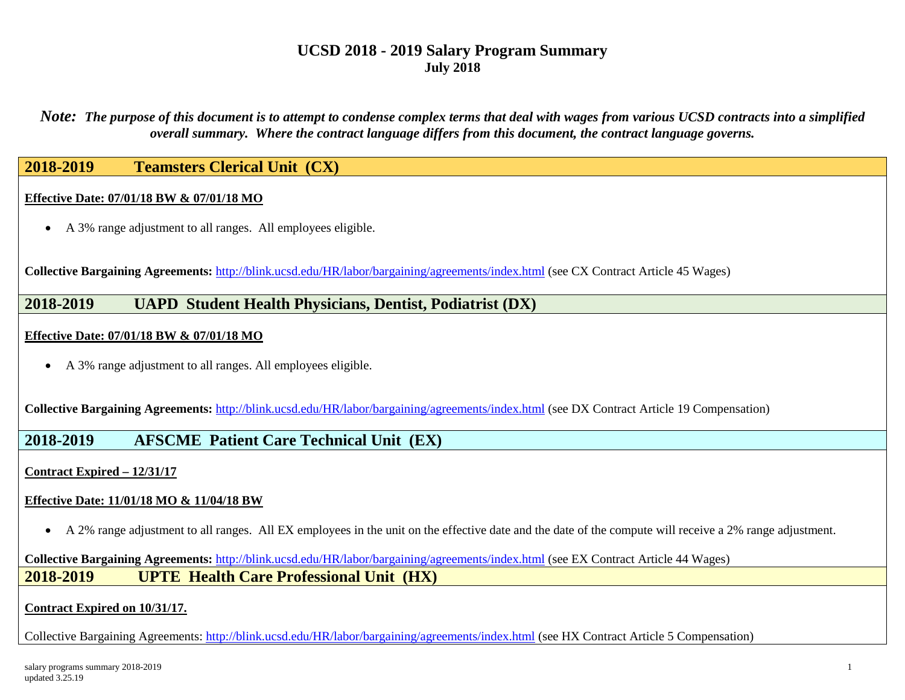# UCSD 2018 - 2019 Salary Program Summary

**July 2018**

***Note:** The purpose of this document is to attempt to condense complex terms that deal with wages from various UCSD contracts into a simplified overall summary. Where the contract language differs from this document, the contract language governs.*

## 2018-2019 Teamsters Clerical Unit (CX)

**Effective Date: 07/01/18 BW & 07/01/18 MO**

- A 3% range adjustment to all ranges. All employees eligible.

**Collective Bargaining Agreements:** http://blink.ucsd.edu/HR/labor/bargaining/agreements/index.html (see CX Contract Article 45 Wages)

## 2018-2019 UAPD Student Health Physicians, Dentist, Podiatrist (DX)

**Effective Date: 07/01/18 BW & 07/01/18 MO**

- A 3% range adjustment to all ranges. All employees eligible.

**Collective Bargaining Agreements:** http://blink.ucsd.edu/HR/labor/bargaining/agreements/index.html (see DX Contract Article 19 Compensation)

## 2018-2019 AFSCME Patient Care Technical Unit (EX)

**Contract Expired – 12/31/17**

**Effective Date: 11/01/18 MO & 11/04/18 BW**

- A 2% range adjustment to all ranges. All EX employees in the unit on the effective date and the date of the compute will receive a 2% range adjustment.

**Collective Bargaining Agreements:** http://blink.ucsd.edu/HR/labor/bargaining/agreements/index.html (see EX Contract Article 44 Wages)

## 2018-2019 UPTE Health Care Professional Unit (HX)

**Contract Expired on 10/31/17.**

Collective Bargaining Agreements: http://blink.ucsd.edu/HR/labor/bargaining/agreements/index.html (see HX Contract Article 5 Compensation)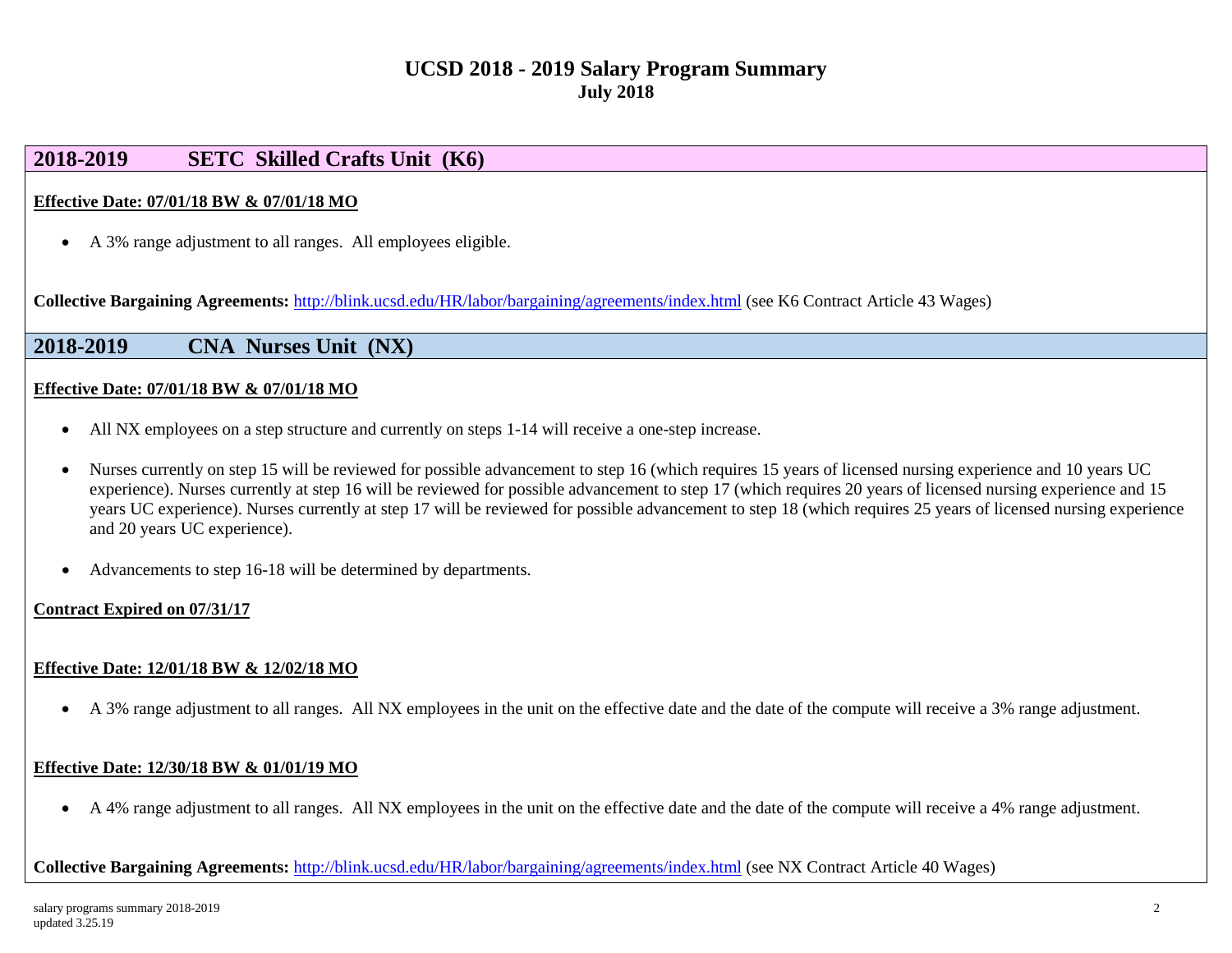# UCSD 2018 - 2019 Salary Program Summary
**July 2018**

## 2018-2019 SETC Skilled Crafts Unit (K6)

**Effective Date: 07/01/18 BW & 07/01/18 MO**

- A 3% range adjustment to all ranges. All employees eligible.

**Collective Bargaining Agreements:** http://blink.ucsd.edu/HR/labor/bargaining/agreements/index.html (see K6 Contract Article 43 Wages)

## 2018-2019 CNA Nurses Unit (NX)

**Effective Date: 07/01/18 BW & 07/01/18 MO**

- All NX employees on a step structure and currently on steps 1-14 will receive a one-step increase.
- Nurses currently on step 15 will be reviewed for possible advancement to step 16 (which requires 15 years of licensed nursing experience and 10 years UC experience). Nurses currently at step 16 will be reviewed for possible advancement to step 17 (which requires 20 years of licensed nursing experience and 15 years UC experience). Nurses currently at step 17 will be reviewed for possible advancement to step 18 (which requires 25 years of licensed nursing experience and 20 years UC experience).
- Advancements to step 16-18 will be determined by departments.

**Contract Expired on 07/31/17**

**Effective Date: 12/01/18 BW & 12/02/18 MO**

- A 3% range adjustment to all ranges. All NX employees in the unit on the effective date and the date of the compute will receive a 3% range adjustment.

**Effective Date: 12/30/18 BW & 01/01/19 MO**

- A 4% range adjustment to all ranges. All NX employees in the unit on the effective date and the date of the compute will receive a 4% range adjustment.

**Collective Bargaining Agreements:** http://blink.ucsd.edu/HR/labor/bargaining/agreements/index.html (see NX Contract Article 40 Wages)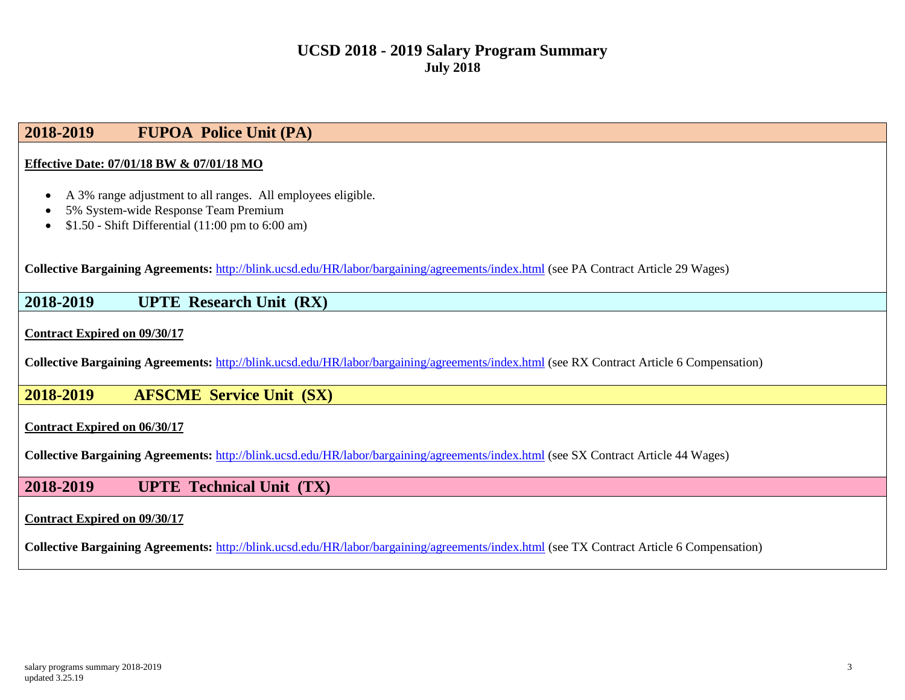# UCSD 2018 - 2019 Salary Program Summary
**July 2018**

## 2018-2019 FUPOA Police Unit (PA)

**Effective Date: 07/01/18 BW & 07/01/18 MO**

- A 3% range adjustment to all ranges. All employees eligible.
- 5% System-wide Response Team Premium
- $1.50 - Shift Differential (11:00 pm to 6:00 am)

**Collective Bargaining Agreements:** http://blink.ucsd.edu/HR/labor/bargaining/agreements/index.html (see PA Contract Article 29 Wages)

## 2018-2019 UPTE Research Unit (RX)

**Contract Expired on 09/30/17**

**Collective Bargaining Agreements:** http://blink.ucsd.edu/HR/labor/bargaining/agreements/index.html (see RX Contract Article 6 Compensation)

## 2018-2019 AFSCME Service Unit (SX)

**Contract Expired on 06/30/17**

**Collective Bargaining Agreements:** http://blink.ucsd.edu/HR/labor/bargaining/agreements/index.html (see SX Contract Article 44 Wages)

## 2018-2019 UPTE Technical Unit (TX)

**Contract Expired on 09/30/17**

**Collective Bargaining Agreements:** http://blink.ucsd.edu/HR/labor/bargaining/agreements/index.html (see TX Contract Article 6 Compensation)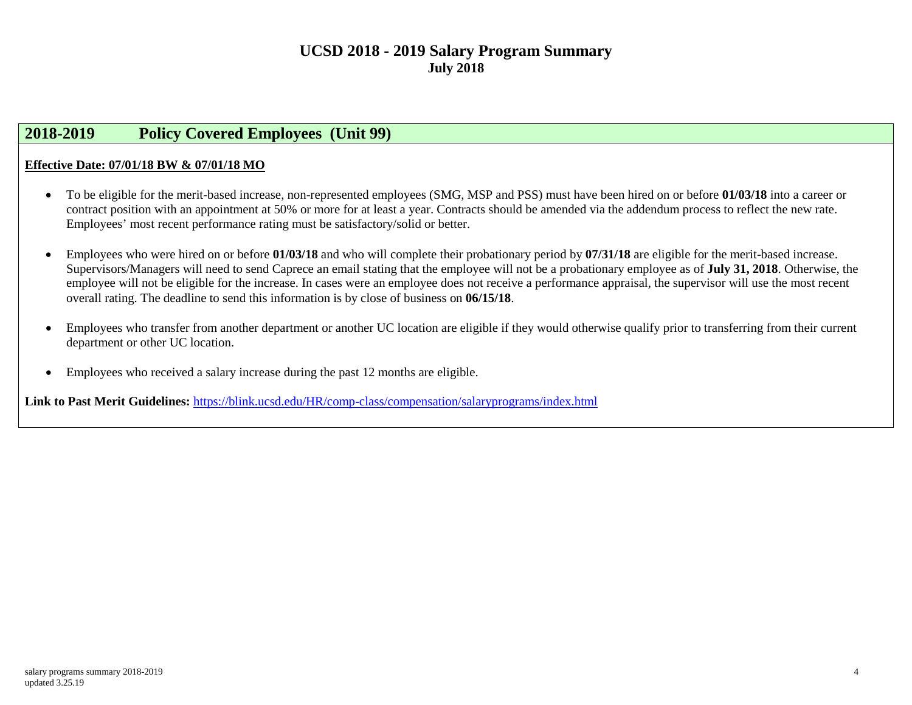# UCSD 2018 - 2019 Salary Program Summary
**July 2018**

## 2018-2019 Policy Covered Employees (Unit 99)

**Effective Date: 07/01/18 BW & 07/01/18 MO**

- To be eligible for the merit-based increase, non-represented employees (SMG, MSP and PSS) must have been hired on or before **01/03/18** into a career or contract position with an appointment at 50% or more for at least a year. Contracts should be amended via the addendum process to reflect the new rate. Employees' most recent performance rating must be satisfactory/solid or better.

- Employees who were hired on or before **01/03/18** and who will complete their probationary period by **07/31/18** are eligible for the merit-based increase. Supervisors/Managers will need to send Caprece an email stating that the employee will not be a probationary employee as of **July 31, 2018**. Otherwise, the employee will not be eligible for the increase. In cases were an employee does not receive a performance appraisal, the supervisor will use the most recent overall rating. The deadline to send this information is by close of business on **06/15/18**.

- Employees who transfer from another department or another UC location are eligible if they would otherwise qualify prior to transferring from their current department or other UC location.

- Employees who received a salary increase during the past 12 months are eligible.

**Link to Past Merit Guidelines:** https://blink.ucsd.edu/HR/comp-class/compensation/salaryprograms/index.html